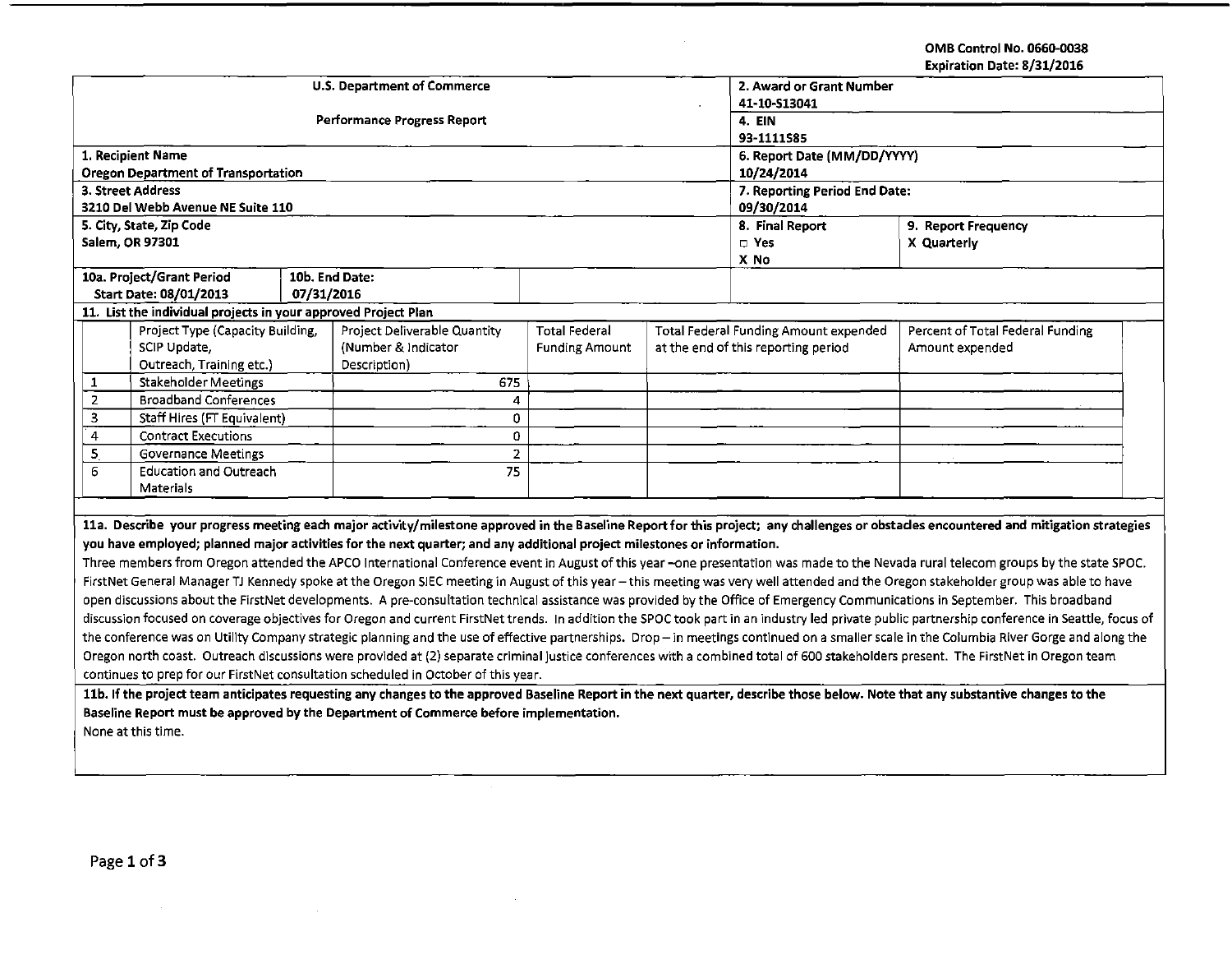OMB Control No. 0660-0038
Expiration Date: 8/31/2016

| U.S. Department of Commerce<br>Performance Progress Report | 2. Award or Grant Number<br>41-10-S13041 | |
|---|---|---|
| | 4. EIN<br>93-1111585 | |
| 1. Recipient Name<br>Oregon Department of Transportation | 6. Report Date (MM/DD/YYYY)<br>10/24/2014 | |
| 3. Street Address<br>3210 Del Webb Avenue NE Suite 110 | 7. Reporting Period End Date:<br>09/30/2014 | |
| 5. City, State, Zip Code<br>Salem, OR 97301 | 8. Final Report<br>□ Yes<br>X No | 9. Report Frequency<br>X Quarterly |
| 10a. Project/Grant Period Start Date: 08/01/2013 — 10b. End Date: 07/31/2016 | | |

11. List the individual projects in your approved Project Plan

| | Project Type (Capacity Building, SCIP Update, Outreach, Training etc.) | Project Deliverable Quantity (Number & Indicator Description) | Total Federal Funding Amount | Total Federal Funding Amount expended at the end of this reporting period | Percent of Total Federal Funding Amount expended |
|---|---|---|---|---|---|
| 1 | Stakeholder Meetings | 675 | | | |
| 2 | Broadband Conferences | 4 | | | |
| 3 | Staff Hires (FT Equivalent) | 0 | | | |
| 4 | Contract Executions | 0 | | | |
| 5 | Governance Meetings | 2 | | | |
| 6 | Education and Outreach Materials | 75 | | | |

**11a. Describe your progress meeting each major activity/milestone approved in the Baseline Report for this project; any challenges or obstacles encountered and mitigation strategies you have employed; planned major activities for the next quarter; and any additional project milestones or information.**

Three members from Oregon attended the APCO International Conference event in August of this year –one presentation was made to the Nevada rural telecom groups by the state SPOC. FirstNet General Manager TJ Kennedy spoke at the Oregon SIEC meeting in August of this year – this meeting was very well attended and the Oregon stakeholder group was able to have open discussions about the FirstNet developments. A pre-consultation technical assistance was provided by the Office of Emergency Communications in September. This broadband discussion focused on coverage objectives for Oregon and current FirstNet trends. In addition the SPOC took part in an industry led private public partnership conference in Seattle, focus of the conference was on Utility Company strategic planning and the use of effective partnerships. Drop – in meetings continued on a smaller scale in the Columbia River Gorge and along the Oregon north coast. Outreach discussions were provided at (2) separate criminal justice conferences with a combined total of 600 stakeholders present. The FirstNet in Oregon team continues to prep for our FirstNet consultation scheduled in October of this year.

**11b. If the project team anticipates requesting any changes to the approved Baseline Report in the next quarter, describe those below. Note that any substantive changes to the Baseline Report must be approved by the Department of Commerce before implementation.**

None at this time.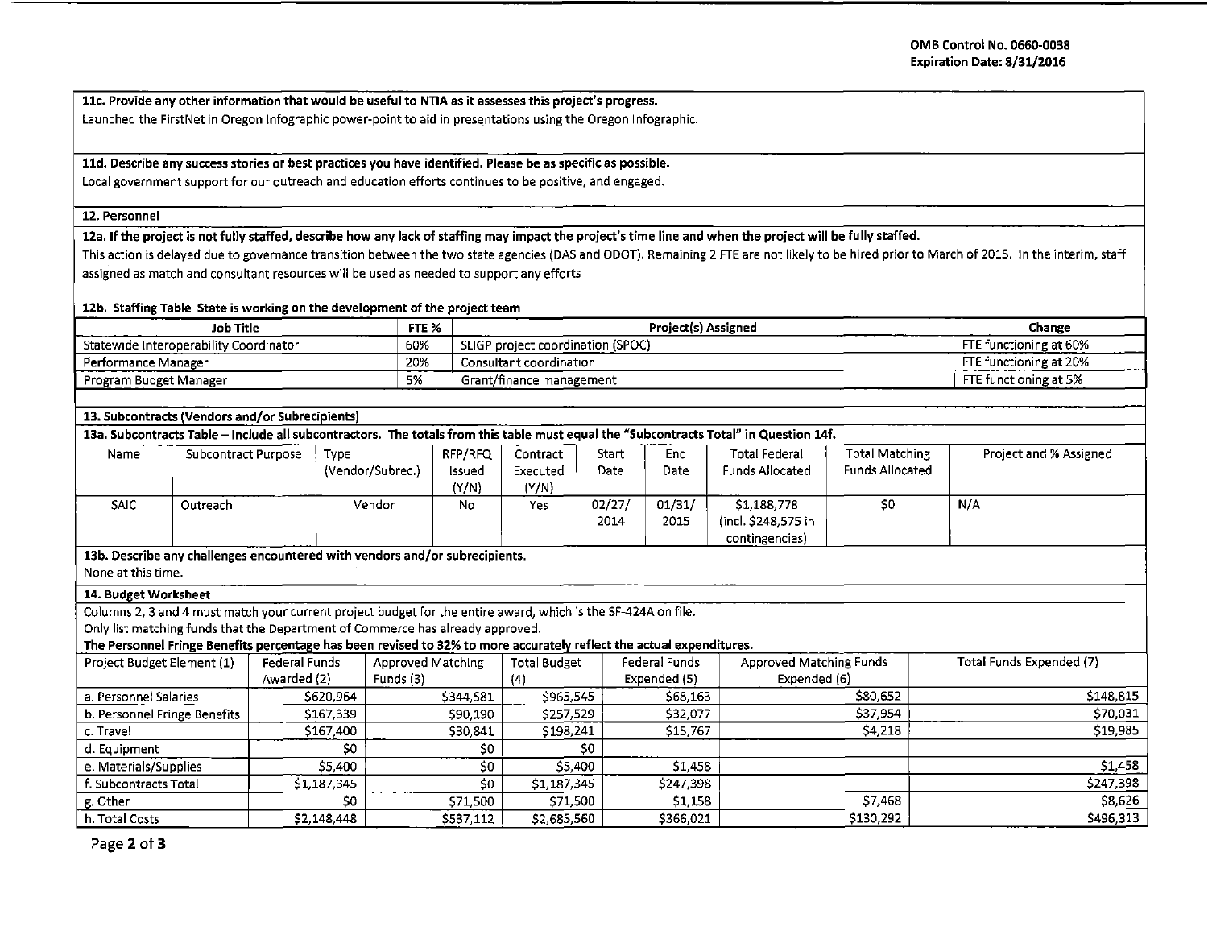**11c. Provide any other information that would be useful to NTIA as it assesses this project's progress.**

Launched the FirstNet in Oregon Infographic power-point to aid in presentations using the Oregon Infographic.

**11d. Describe any success stories or best practices you have identified. Please be as specific as possible.**

Local government support for our outreach and education efforts continues to be positive, and engaged.

**12. Personnel**

**12a. If the project is not fully staffed, describe how any lack of staffing may impact the project's time line and when the project will be fully staffed.**

This action is delayed due to governance transition between the two state agencies (DAS and ODOT). Remaining 2 FTE are not likely to be hired prior to March of 2015. In the interim, staff assigned as match and consultant resources will be used as needed to support any efforts

**12b. Staffing Table State is working on the development of the project team**

| Job Title | FTE % | Project(s) Assigned | Change |
|---|---|---|---|
| Statewide Interoperability Coordinator | 60% | SLIGP project coordination (SPOC) | FTE functioning at 60% |
| Performance Manager | 20% | Consultant coordination | FTE functioning at 20% |
| Program Budget Manager | 5% | Grant/finance management | FTE functioning at 5% |

**13. Subcontracts (Vendors and/or Subrecipients)**

**13a. Subcontracts Table – Include all subcontractors. The totals from this table must equal the "Subcontracts Total" in Question 14f.**

| Name | Subcontract Purpose | Type (Vendor/Subrec.) | RFP/RFQ Issued (Y/N) | Contract Executed (Y/N) | Start Date | End Date | Total Federal Funds Allocated | Total Matching Funds Allocated | Project and % Assigned |
|---|---|---|---|---|---|---|---|---|---|
| SAIC | Outreach | Vendor | No | Yes | 02/27/ 2014 | 01/31/ 2015 | $1,188,778 (incl. $248,575 in contingencies) | $0 | N/A |

**13b. Describe any challenges encountered with vendors and/or subrecipients.**

None at this time.

**14. Budget Worksheet**

Columns 2, 3 and 4 must match your current project budget for the entire award, which is the SF-424A on file.

Only list matching funds that the Department of Commerce has already approved.

**The Personnel Fringe Benefits percentage has been revised to 32% to more accurately reflect the actual expenditures.**

| Project Budget Element (1) | Federal Funds Awarded (2) | Approved Matching Funds (3) | Total Budget (4) | Federal Funds Expended (5) | Approved Matching Funds Expended (6) | Total Funds Expended (7) |
|---|---|---|---|---|---|---|
| a. Personnel Salaries | $620,964 | $344,581 | $965,545 | $68,163 | $80,652 | $148,815 |
| b. Personnel Fringe Benefits | $167,339 | $90,190 | $257,529 | $32,077 | $37,954 | $70,031 |
| c. Travel | $167,400 | $30,841 | $198,241 | $15,767 | $4,218 | $19,985 |
| d. Equipment | $0 | $0 | $0 | | | |
| e. Materials/Supplies | $5,400 | $0 | $5,400 | $1,458 | | $1,458 |
| f. Subcontracts Total | $1,187,345 | $0 | $1,187,345 | $247,398 | | $247,398 |
| g. Other | $0 | $71,500 | $71,500 | $1,158 | $7,468 | $8,626 |
| h. Total Costs | $2,148,448 | $537,112 | $2,685,560 | $366,021 | $130,292 | $496,313 |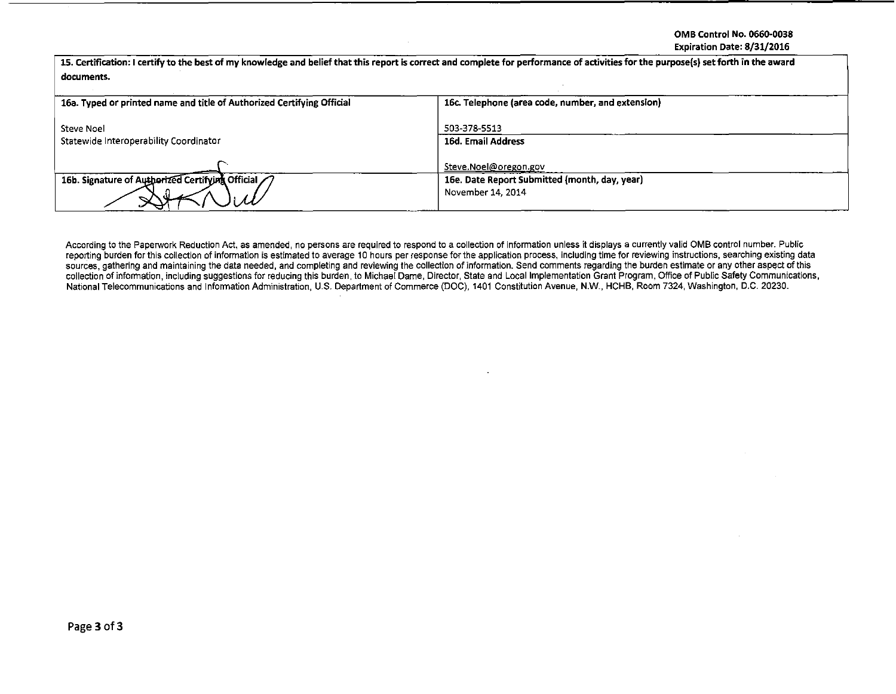OMB Control No. 0660-0038
Expiration Date: 8/31/2016

| | |
|---|---|
| **15. Certification: I certify to the best of my knowledge and belief that this report is correct and complete for performance of activities for the purpose(s) set forth in the award documents.** | |
| **16a. Typed or printed name and title of Authorized Certifying Official**<br><br>Steve Noel<br>Statewide Interoperability Coordinator | **16c. Telephone (area code, number, and extension)**<br><br>503-378-5513 |
| | **16d. Email Address**<br><br>Steve.Noel@oregon.gov |
| **16b. Signature of Authorized Certifying Official** | **16e. Date Report Submitted (month, day, year)**<br>November 14, 2014 |

According to the Paperwork Reduction Act, as amended, no persons are required to respond to a collection of information unless it displays a currently valid OMB control number. Public reporting burden for this collection of information is estimated to average 10 hours per response for the application process, including time for reviewing instructions, searching existing data sources, gathering and maintaining the data needed, and completing and reviewing the collection of information. Send comments regarding the burden estimate or any other aspect of this collection of information, including suggestions for reducing this burden, to Michael Dame, Director, State and Local Implementation Grant Program, Office of Public Safety Communications, National Telecommunications and Information Administration, U.S. Department of Commerce (DOC), 1401 Constitution Avenue, N.W., HCHB, Room 7324, Washington, D.C. 20230.